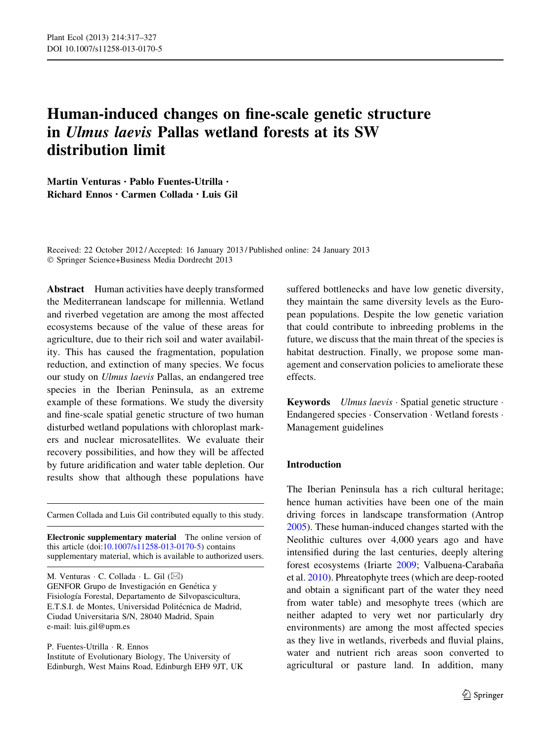# Human-induced changes on fine-scale genetic structure in *Ulmus laevis* Pallas wetland forests at its SW distribution limit

**Martin Venturas · Pablo Fuentes-Utrilla · Richard Ennos · Carmen Collada · Luis Gil**

Received: 22 October 2012 / Accepted: 16 January 2013 / Published online: 24 January 2013
© Springer Science+Business Media Dordrecht 2013

**Abstract** Human activities have deeply transformed the Mediterranean landscape for millennia. Wetland and riverbed vegetation are among the most affected ecosystems because of the value of these areas for agriculture, due to their rich soil and water availability. This has caused the fragmentation, population reduction, and extinction of many species. We focus our study on *Ulmus laevis* Pallas, an endangered tree species in the Iberian Peninsula, as an extreme example of these formations. We study the diversity and fine-scale spatial genetic structure of two human disturbed wetland populations with chloroplast markers and nuclear microsatellites. We evaluate their recovery possibilities, and how they will be affected by future aridification and water table depletion. Our results show that although these populations have suffered bottlenecks and have low genetic diversity, they maintain the same diversity levels as the European populations. Despite the low genetic variation that could contribute to inbreeding problems in the future, we discuss that the main threat of the species is habitat destruction. Finally, we propose some management and conservation policies to ameliorate these effects.

**Keywords** *Ulmus laevis* · Spatial genetic structure · Endangered species · Conservation · Wetland forests · Management guidelines

Carmen Collada and Luis Gil contributed equally to this study.

**Electronic supplementary material** The online version of this article (doi:10.1007/s11258-013-0170-5) contains supplementary material, which is available to authorized users.

M. Venturas · C. Collada · L. Gil (✉)
GENFOR Grupo de Investigación en Genética y Fisiología Forestal, Departamento de Silvopascicultura, E.T.S.I. de Montes, Universidad Politécnica de Madrid, Ciudad Universitaria S/N, 28040 Madrid, Spain
e-mail: luis.gil@upm.es

P. Fuentes-Utrilla · R. Ennos
Institute of Evolutionary Biology, The University of Edinburgh, West Mains Road, Edinburgh EH9 9JT, UK

## Introduction

The Iberian Peninsula has a rich cultural heritage; hence human activities have been one of the main driving forces in landscape transformation (Antrop 2005). These human-induced changes started with the Neolithic cultures over 4,000 years ago and have intensified during the last centuries, deeply altering forest ecosystems (Iriarte 2009; Valbuena-Carabaña et al. 2010). Phreatophyte trees (which are deep-rooted and obtain a significant part of the water they need from water table) and mesophyte trees (which are neither adapted to very wet nor particularly dry environments) are among the most affected species as they live in wetlands, riverbeds and fluvial plains, water and nutrient rich areas soon converted to agricultural or pasture land. In addition, many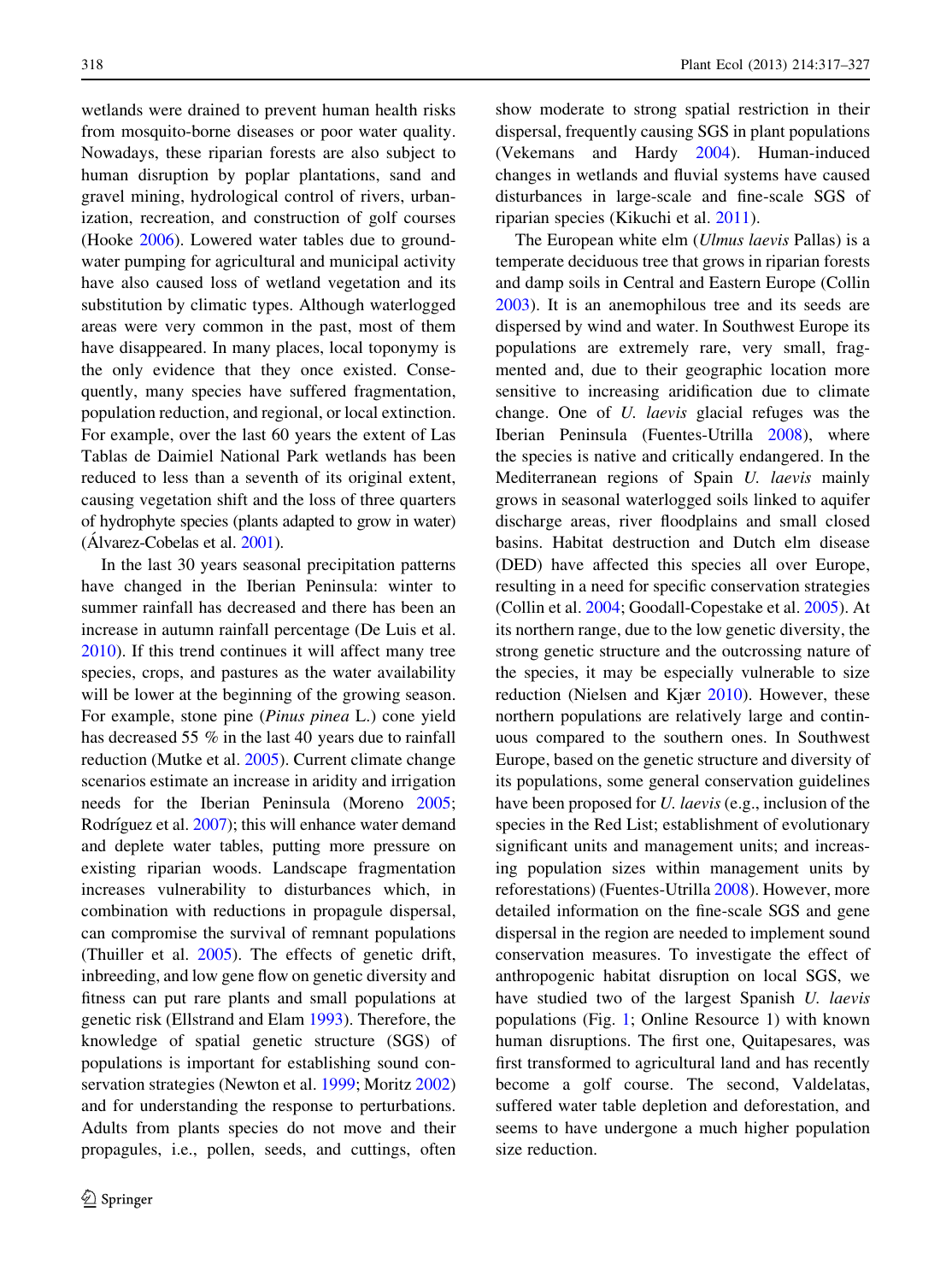wetlands were drained to prevent human health risks from mosquito-borne diseases or poor water quality. Nowadays, these riparian forests are also subject to human disruption by poplar plantations, sand and gravel mining, hydrological control of rivers, urbanization, recreation, and construction of golf courses (Hooke 2006). Lowered water tables due to groundwater pumping for agricultural and municipal activity have also caused loss of wetland vegetation and its substitution by climatic types. Although waterlogged areas were very common in the past, most of them have disappeared. In many places, local toponymy is the only evidence that they once existed. Consequently, many species have suffered fragmentation, population reduction, and regional, or local extinction. For example, over the last 60 years the extent of Las Tablas de Daimiel National Park wetlands has been reduced to less than a seventh of its original extent, causing vegetation shift and the loss of three quarters of hydrophyte species (plants adapted to grow in water) (Álvarez-Cobelas et al. 2001).

In the last 30 years seasonal precipitation patterns have changed in the Iberian Peninsula: winter to summer rainfall has decreased and there has been an increase in autumn rainfall percentage (De Luis et al. 2010). If this trend continues it will affect many tree species, crops, and pastures as the water availability will be lower at the beginning of the growing season. For example, stone pine (*Pinus pinea* L.) cone yield has decreased 55 % in the last 40 years due to rainfall reduction (Mutke et al. 2005). Current climate change scenarios estimate an increase in aridity and irrigation needs for the Iberian Peninsula (Moreno 2005; Rodríguez et al. 2007); this will enhance water demand and deplete water tables, putting more pressure on existing riparian woods. Landscape fragmentation increases vulnerability to disturbances which, in combination with reductions in propagule dispersal, can compromise the survival of remnant populations (Thuiller et al. 2005). The effects of genetic drift, inbreeding, and low gene flow on genetic diversity and fitness can put rare plants and small populations at genetic risk (Ellstrand and Elam 1993). Therefore, the knowledge of spatial genetic structure (SGS) of populations is important for establishing sound conservation strategies (Newton et al. 1999; Moritz 2002) and for understanding the response to perturbations. Adults from plants species do not move and their propagules, i.e., pollen, seeds, and cuttings, often show moderate to strong spatial restriction in their dispersal, frequently causing SGS in plant populations (Vekemans and Hardy 2004). Human-induced changes in wetlands and fluvial systems have caused disturbances in large-scale and fine-scale SGS of riparian species (Kikuchi et al. 2011).

The European white elm (*Ulmus laevis* Pallas) is a temperate deciduous tree that grows in riparian forests and damp soils in Central and Eastern Europe (Collin 2003). It is an anemophilous tree and its seeds are dispersed by wind and water. In Southwest Europe its populations are extremely rare, very small, fragmented and, due to their geographic location more sensitive to increasing aridification due to climate change. One of *U. laevis* glacial refuges was the Iberian Peninsula (Fuentes-Utrilla 2008), where the species is native and critically endangered. In the Mediterranean regions of Spain *U. laevis* mainly grows in seasonal waterlogged soils linked to aquifer discharge areas, river floodplains and small closed basins. Habitat destruction and Dutch elm disease (DED) have affected this species all over Europe, resulting in a need for specific conservation strategies (Collin et al. 2004; Goodall-Copestake et al. 2005). At its northern range, due to the low genetic diversity, the strong genetic structure and the outcrossing nature of the species, it may be especially vulnerable to size reduction (Nielsen and Kjær 2010). However, these northern populations are relatively large and continuous compared to the southern ones. In Southwest Europe, based on the genetic structure and diversity of its populations, some general conservation guidelines have been proposed for *U. laevis* (e.g., inclusion of the species in the Red List; establishment of evolutionary significant units and management units; and increasing population sizes within management units by reforestations) (Fuentes-Utrilla 2008). However, more detailed information on the fine-scale SGS and gene dispersal in the region are needed to implement sound conservation measures. To investigate the effect of anthropogenic habitat disruption on local SGS, we have studied two of the largest Spanish *U. laevis* populations (Fig. 1; Online Resource 1) with known human disruptions. The first one, Quitapesares, was first transformed to agricultural land and has recently become a golf course. The second, Valdelatas, suffered water table depletion and deforestation, and seems to have undergone a much higher population size reduction.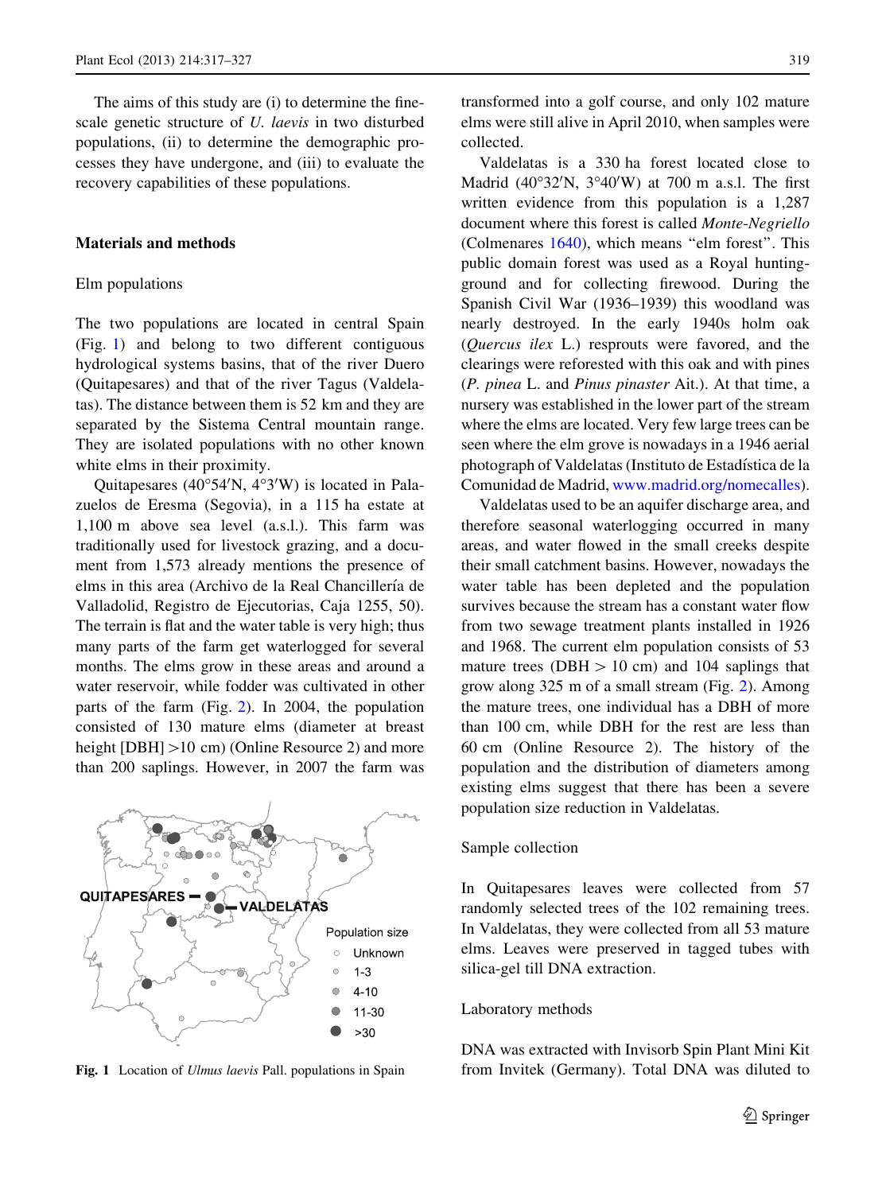The aims of this study are (i) to determine the fine-scale genetic structure of *U. laevis* in two disturbed populations, (ii) to determine the demographic processes they have undergone, and (iii) to evaluate the recovery capabilities of these populations.

## Materials and methods

### Elm populations

The two populations are located in central Spain (Fig. 1) and belong to two different contiguous hydrological systems basins, that of the river Duero (Quitapesares) and that of the river Tagus (Valdelatas). The distance between them is 52 km and they are separated by the Sistema Central mountain range. They are isolated populations with no other known white elms in their proximity.

Quitapesares (40°54′N, 4°3′W) is located in Palazuelos de Eresma (Segovia), in a 115 ha estate at 1,100 m above sea level (a.s.l.). This farm was traditionally used for livestock grazing, and a document from 1,573 already mentions the presence of elms in this area (Archivo de la Real Chancillería de Valladolid, Registro de Ejecutorias, Caja 1255, 50). The terrain is flat and the water table is very high; thus many parts of the farm get waterlogged for several months. The elms grow in these areas and around a water reservoir, while fodder was cultivated in other parts of the farm (Fig. 2). In 2004, the population consisted of 130 mature elms (diameter at breast height [DBH] >10 cm) (Online Resource 2) and more than 200 saplings. However, in 2007 the farm was transformed into a golf course, and only 102 mature elms were still alive in April 2010, when samples were collected.

Valdelatas is a 330 ha forest located close to Madrid (40°32′N, 3°40′W) at 700 m a.s.l. The first written evidence from this population is a 1,287 document where this forest is called *Monte-Negriello* (Colmenares 1640), which means "elm forest". This public domain forest was used as a Royal hunting-ground and for collecting firewood. During the Spanish Civil War (1936–1939) this woodland was nearly destroyed. In the early 1940s holm oak (*Quercus ilex* L.) resprouts were favored, and the clearings were reforested with this oak and with pines (*P. pinea* L. and *Pinus pinaster* Ait.). At that time, a nursery was established in the lower part of the stream where the elms are located. Very few large trees can be seen where the elm grove is nowadays in a 1946 aerial photograph of Valdelatas (Instituto de Estadística de la Comunidad de Madrid, www.madrid.org/nomecalles).

Valdelatas used to be an aquifer discharge area, and therefore seasonal waterlogging occurred in many areas, and water flowed in the small creeks despite their small catchment basins. However, nowadays the water table has been depleted and the population survives because the stream has a constant water flow from two sewage treatment plants installed in 1926 and 1968. The current elm population consists of 53 mature trees (DBH > 10 cm) and 104 saplings that grow along 325 m of a small stream (Fig. 2). Among the mature trees, one individual has a DBH of more than 100 cm, while DBH for the rest are less than 60 cm (Online Resource 2). The history of the population and the distribution of diameters among existing elms suggest that there has been a severe population size reduction in Valdelatas.

Fig. 1 Location of *Ulmus laevis* Pall. populations in Spain

### Sample collection

In Quitapesares leaves were collected from 57 randomly selected trees of the 102 remaining trees. In Valdelatas, they were collected from all 53 mature elms. Leaves were preserved in tagged tubes with silica-gel till DNA extraction.

### Laboratory methods

DNA was extracted with Invisorb Spin Plant Mini Kit from Invitek (Germany). Total DNA was diluted to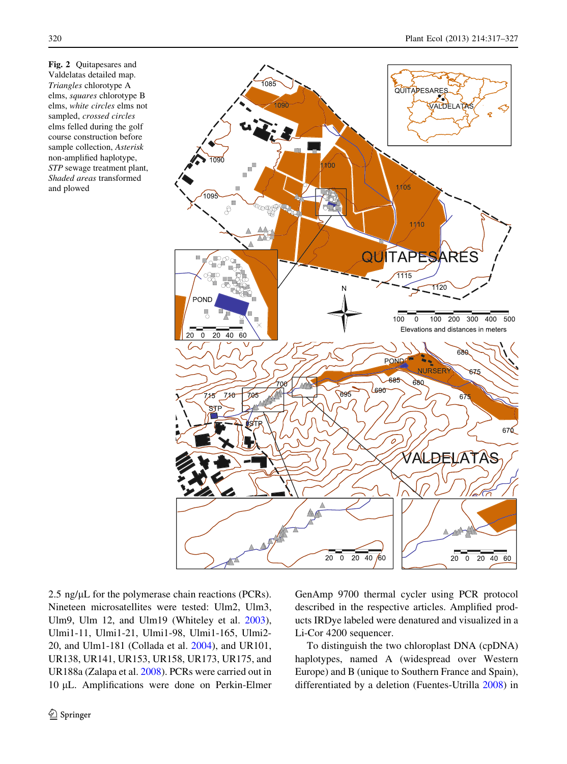**Fig. 2** Quitapesares and Valdelatas detailed map. *Triangles* chlorotype A elms, *squares* chlorotype B elms, *white circles* elms not sampled, *crossed circles* elms felled during the golf course construction before sample collection, *Asterisk* non-amplified haplotype, *STP* sewage treatment plant, *Shaded areas* transformed and plowed

2.5 ng/μL for the polymerase chain reactions (PCRs). Nineteen microsatellites were tested: Ulm2, Ulm3, Ulm9, Ulm 12, and Ulm19 (Whiteley et al. 2003), Ulmi1-11, Ulmi1-21, Ulmi1-98, Ulmi1-165, Ulmi2-20, and Ulm1-181 (Collada et al. 2004), and UR101, UR138, UR141, UR153, UR158, UR173, UR175, and UR188a (Zalapa et al. 2008). PCRs were carried out in 10 μL. Amplifications were done on Perkin-Elmer GenAmp 9700 thermal cycler using PCR protocol described in the respective articles. Amplified products IRDye labeled were denatured and visualized in a Li-Cor 4200 sequencer.

To distinguish the two chloroplast DNA (cpDNA) haplotypes, named A (widespread over Western Europe) and B (unique to Southern France and Spain), differentiated by a deletion (Fuentes-Utrilla 2008) in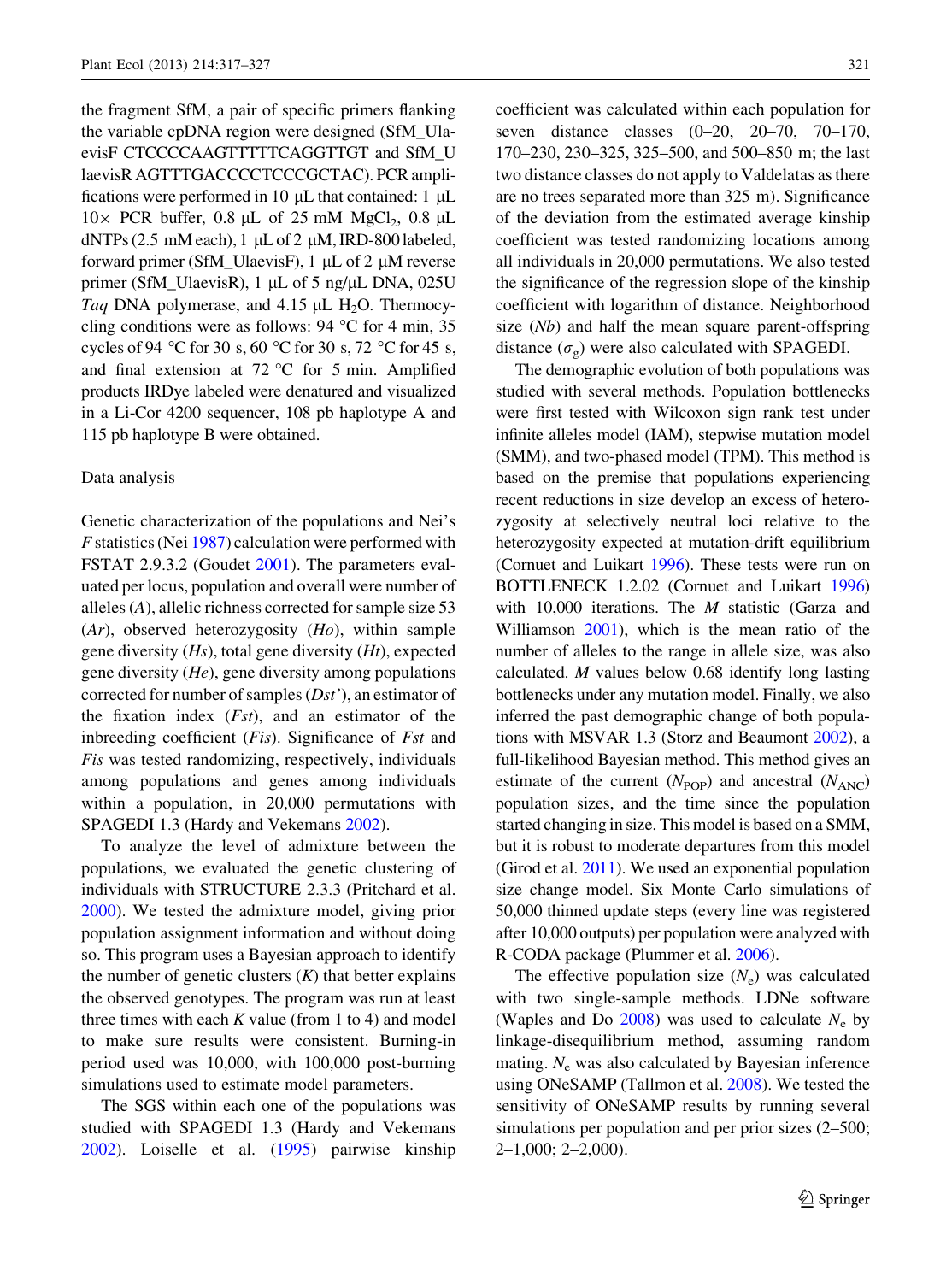the fragment SfM, a pair of specific primers flanking the variable cpDNA region were designed (SfM_UlaevisF CTCCCCAAGTTTTTCAGGTTGT and SfM_UlaevisR AGTTTGACCCCTCCCGCTAC). PCR amplifications were performed in 10 μL that contained: 1 μL 10× PCR buffer, 0.8 μL of 25 mM $MgCl_2$, 0.8 μL dNTPs (2.5 mM each), 1 μL of 2 μM, IRD-800 labeled, forward primer (SfM_UlaevisF), 1 μL of 2 μM reverse primer (SfM_UlaevisR), 1 μL of 5 ng/μL DNA, 025U *Taq* DNA polymerase, and 4.15 μL $H_2O$. Thermocycling conditions were as follows: 94 °C for 4 min, 35 cycles of 94 °C for 30 s, 60 °C for 30 s, 72 °C for 45 s, and final extension at 72 °C for 5 min. Amplified products IRDye labeled were denatured and visualized in a Li-Cor 4200 sequencer, 108 pb haplotype A and 115 pb haplotype B were obtained.

## Data analysis

Genetic characterization of the populations and Nei's *F* statistics (Nei 1987) calculation were performed with FSTAT 2.9.3.2 (Goudet 2001). The parameters evaluated per locus, population and overall were number of alleles (*A*), allelic richness corrected for sample size 53 (*Ar*), observed heterozygosity (*Ho*), within sample gene diversity (*Hs*), total gene diversity (*Ht*), expected gene diversity (*He*), gene diversity among populations corrected for number of samples (*Dst'*), an estimator of the fixation index (*Fst*), and an estimator of the inbreeding coefficient (*Fis*). Significance of *Fst* and *Fis* was tested randomizing, respectively, individuals among populations and genes among individuals within a population, in 20,000 permutations with SPAGEDI 1.3 (Hardy and Vekemans 2002).

To analyze the level of admixture between the populations, we evaluated the genetic clustering of individuals with STRUCTURE 2.3.3 (Pritchard et al. 2000). We tested the admixture model, giving prior population assignment information and without doing so. This program uses a Bayesian approach to identify the number of genetic clusters (*K*) that better explains the observed genotypes. The program was run at least three times with each *K* value (from 1 to 4) and model to make sure results were consistent. Burning-in period used was 10,000, with 100,000 post-burning simulations used to estimate model parameters.

The SGS within each one of the populations was studied with SPAGEDI 1.3 (Hardy and Vekemans 2002). Loiselle et al. (1995) pairwise kinship coefficient was calculated within each population for seven distance classes (0–20, 20–70, 70–170, 170–230, 230–325, 325–500, and 500–850 m; the last two distance classes do not apply to Valdelatas as there are no trees separated more than 325 m). Significance of the deviation from the estimated average kinship coefficient was tested randomizing locations among all individuals in 20,000 permutations. We also tested the significance of the regression slope of the kinship coefficient with logarithm of distance. Neighborhood size (*Nb*) and half the mean square parent-offspring distance ($\sigma_g$) were also calculated with SPAGEDI.

The demographic evolution of both populations was studied with several methods. Population bottlenecks were first tested with Wilcoxon sign rank test under infinite alleles model (IAM), stepwise mutation model (SMM), and two-phased model (TPM). This method is based on the premise that populations experiencing recent reductions in size develop an excess of heterozygosity at selectively neutral loci relative to the heterozygosity expected at mutation-drift equilibrium (Cornuet and Luikart 1996). These tests were run on BOTTLENECK 1.2.02 (Cornuet and Luikart 1996) with 10,000 iterations. The *M* statistic (Garza and Williamson 2001), which is the mean ratio of the number of alleles to the range in allele size, was also calculated. *M* values below 0.68 identify long lasting bottlenecks under any mutation model. Finally, we also inferred the past demographic change of both populations with MSVAR 1.3 (Storz and Beaumont 2002), a full-likelihood Bayesian method. This method gives an estimate of the current ($N_{POP}$) and ancestral ($N_{ANC}$) population sizes, and the time since the population started changing in size. This model is based on a SMM, but it is robust to moderate departures from this model (Girod et al. 2011). We used an exponential population size change model. Six Monte Carlo simulations of 50,000 thinned update steps (every line was registered after 10,000 outputs) per population were analyzed with R-CODA package (Plummer et al. 2006).

The effective population size ($N_e$) was calculated with two single-sample methods. LDNe software (Waples and Do 2008) was used to calculate $N_e$ by linkage-disequilibrium method, assuming random mating. $N_e$ was also calculated by Bayesian inference using ONeSAMP (Tallmon et al. 2008). We tested the sensitivity of ONeSAMP results by running several simulations per population and per prior sizes (2–500; 2–1,000; 2–2,000).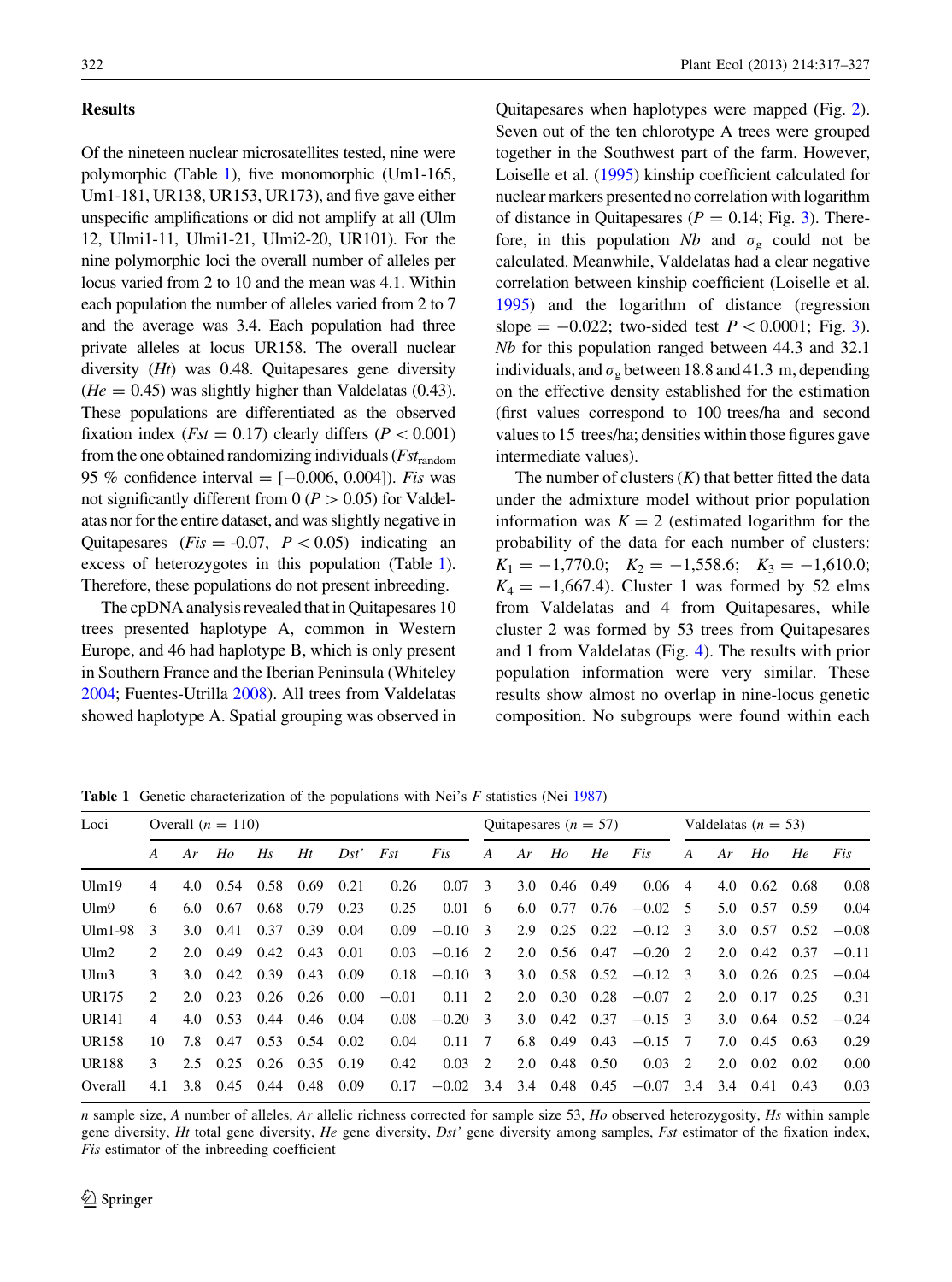## Results

Of the nineteen nuclear microsatellites tested, nine were polymorphic (Table 1), five monomorphic (Um1-165, Um1-181, UR138, UR153, UR173), and five gave either unspecific amplifications or did not amplify at all (Ulm 12, Ulmi1-11, Ulmi1-21, Ulmi2-20, UR101). For the nine polymorphic loci the overall number of alleles per locus varied from 2 to 10 and the mean was 4.1. Within each population the number of alleles varied from 2 to 7 and the average was 3.4. Each population had three private alleles at locus UR158. The overall nuclear diversity (*Ht*) was 0.48. Quitapesares gene diversity (*He* = 0.45) was slightly higher than Valdelatas (0.43). These populations are differentiated as the observed fixation index (*Fst* = 0.17) clearly differs ($P < 0.001$) from the one obtained randomizing individuals ($Fst_{random}$ 95 % confidence interval = [−0.006, 0.004]). *Fis* was not significantly different from 0 ($P > 0.05$) for Valdelatas nor for the entire dataset, and was slightly negative in Quitapesares (*Fis* = -0.07, $P < 0.05$) indicating an excess of heterozygotes in this population (Table 1). Therefore, these populations do not present inbreeding.

The cpDNA analysis revealed that in Quitapesares 10 trees presented haplotype A, common in Western Europe, and 46 had haplotype B, which is only present in Southern France and the Iberian Peninsula (Whiteley 2004; Fuentes-Utrilla 2008). All trees from Valdelatas showed haplotype A. Spatial grouping was observed in Quitapesares when haplotypes were mapped (Fig. 2). Seven out of the ten chlorotype A trees were grouped together in the Southwest part of the farm. However, Loiselle et al. (1995) kinship coefficient calculated for nuclear markers presented no correlation with logarithm of distance in Quitapesares ($P = 0.14$; Fig. 3). Therefore, in this population *Nb* and $\sigma_g$ could not be calculated. Meanwhile, Valdelatas had a clear negative correlation between kinship coefficient (Loiselle et al. 1995) and the logarithm of distance (regression slope = −0.022; two-sided test $P < 0.0001$; Fig. 3). *Nb* for this population ranged between 44.3 and 32.1 individuals, and $\sigma_g$ between 18.8 and 41.3 m, depending on the effective density established for the estimation (first values correspond to 100 trees/ha and second values to 15 trees/ha; densities within those figures gave intermediate values).

The number of clusters (*K*) that better fitted the data under the admixture model without prior population information was *K* = 2 (estimated logarithm for the probability of the data for each number of clusters: $K_1 = -1{,}770.0$; $K_2 = -1{,}558.6$; $K_3 = -1{,}610.0$; $K_4 = -1{,}667.4$). Cluster 1 was formed by 52 elms from Valdelatas and 4 from Quitapesares, while cluster 2 was formed by 53 trees from Quitapesares and 1 from Valdelatas (Fig. 4). The results with prior population information were very similar. These results show almost no overlap in nine-locus genetic composition. No subgroups were found within each

**Table 1** Genetic characterization of the populations with Nei's *F* statistics (Nei 1987)

| Loci | Overall (*n* = 110) | | | | | | | | Quitapesares (*n* = 57) | | | | | Valdelatas (*n* = 53) | | | | |
|---|---|---|---|---|---|---|---|---|---|---|---|---|---|---|---|---|---|---|
| | *A* | *Ar* | *Ho* | *Hs* | *Ht* | *Dst'* | *Fst* | *Fis* | *A* | *Ar* | *Ho* | *He* | *Fis* | *A* | *Ar* | *Ho* | *He* | *Fis* |
| Ulm19 | 4 | 4.0 | 0.54 | 0.58 | 0.69 | 0.21 | 0.26 | 0.07 | 3 | 3.0 | 0.46 | 0.49 | 0.06 | 4 | 4.0 | 0.62 | 0.68 | 0.08 |
| Ulm9 | 6 | 6.0 | 0.67 | 0.68 | 0.79 | 0.23 | 0.25 | 0.01 | 6 | 6.0 | 0.77 | 0.76 | −0.02 | 5 | 5.0 | 0.57 | 0.59 | 0.04 |
| Ulm1-98 | 3 | 3.0 | 0.41 | 0.37 | 0.39 | 0.04 | 0.09 | −0.10 | 3 | 2.9 | 0.25 | 0.22 | −0.12 | 3 | 3.0 | 0.57 | 0.52 | −0.08 |
| Ulm2 | 2 | 2.0 | 0.49 | 0.42 | 0.43 | 0.01 | 0.03 | −0.16 | 2 | 2.0 | 0.56 | 0.47 | −0.20 | 2 | 2.0 | 0.42 | 0.37 | −0.11 |
| Ulm3 | 3 | 3.0 | 0.42 | 0.39 | 0.43 | 0.09 | 0.18 | −0.10 | 3 | 3.0 | 0.58 | 0.52 | −0.12 | 3 | 3.0 | 0.26 | 0.25 | −0.04 |
| UR175 | 2 | 2.0 | 0.23 | 0.26 | 0.26 | 0.00 | −0.01 | 0.11 | 2 | 2.0 | 0.30 | 0.28 | −0.07 | 2 | 2.0 | 0.17 | 0.25 | 0.31 |
| UR141 | 4 | 4.0 | 0.53 | 0.44 | 0.46 | 0.04 | 0.08 | −0.20 | 3 | 3.0 | 0.42 | 0.37 | −0.15 | 3 | 3.0 | 0.64 | 0.52 | −0.24 |
| UR158 | 10 | 7.8 | 0.47 | 0.53 | 0.54 | 0.02 | 0.04 | 0.11 | 7 | 6.8 | 0.49 | 0.43 | −0.15 | 7 | 7.0 | 0.45 | 0.63 | 0.29 |
| UR188 | 3 | 2.5 | 0.25 | 0.26 | 0.35 | 0.19 | 0.42 | 0.03 | 2 | 2.0 | 0.48 | 0.50 | 0.03 | 2 | 2.0 | 0.02 | 0.02 | 0.00 |
| Overall | 4.1 | 3.8 | 0.45 | 0.44 | 0.48 | 0.09 | 0.17 | −0.02 | 3.4 | 3.4 | 0.48 | 0.45 | −0.07 | 3.4 | 3.4 | 0.41 | 0.43 | 0.03 |

*n* sample size, *A* number of alleles, *Ar* allelic richness corrected for sample size 53, *Ho* observed heterozygosity, *Hs* within sample gene diversity, *Ht* total gene diversity, *He* gene diversity, *Dst'* gene diversity among samples, *Fst* estimator of the fixation index, *Fis* estimator of the inbreeding coefficient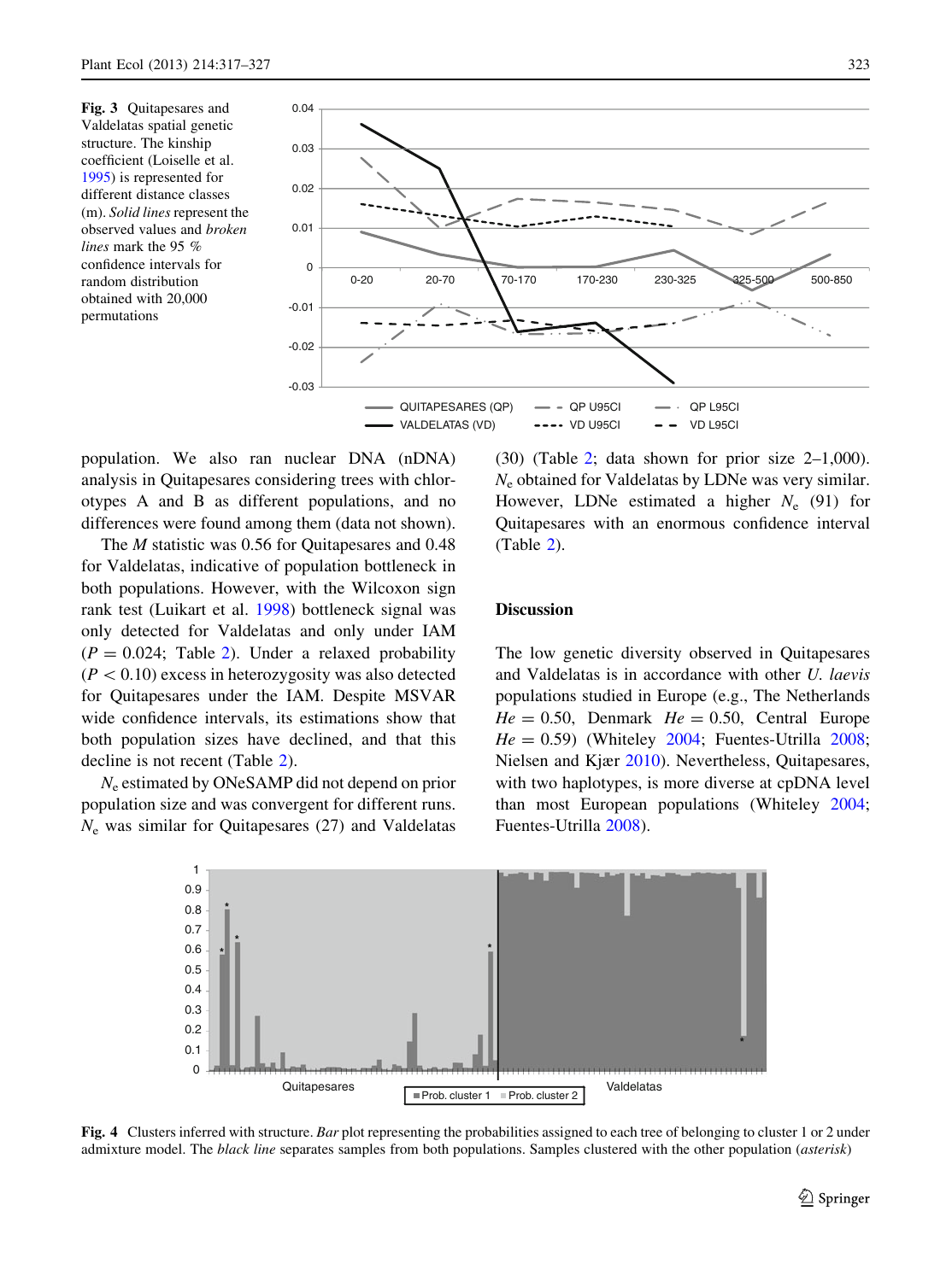**Fig. 3** Quitapesares and Valdelatas spatial genetic structure. The kinship coefficient (Loiselle et al. 1995) is represented for different distance classes (m). *Solid lines* represent the observed values and *broken lines* mark the 95 % confidence intervals for random distribution obtained with 20,000 permutations

population. We also ran nuclear DNA (nDNA) analysis in Quitapesares considering trees with chlorotypes A and B as different populations, and no differences were found among them (data not shown).

The *M* statistic was 0.56 for Quitapesares and 0.48 for Valdelatas, indicative of population bottleneck in both populations. However, with the Wilcoxon sign rank test (Luikart et al. 1998) bottleneck signal was only detected for Valdelatas and only under IAM ($P = 0.024$; Table 2). Under a relaxed probability ($P < 0.10$) excess in heterozygosity was also detected for Quitapesares under the IAM. Despite MSVAR wide confidence intervals, its estimations show that both population sizes have declined, and that this decline is not recent (Table 2).

$N_e$ estimated by ONeSAMP did not depend on prior population size and was convergent for different runs. $N_e$ was similar for Quitapesares (27) and Valdelatas (30) (Table 2; data shown for prior size 2–1,000). $N_e$ obtained for Valdelatas by LDNe was very similar. However, LDNe estimated a higher $N_e$ (91) for Quitapesares with an enormous confidence interval (Table 2).

## Discussion

The low genetic diversity observed in Quitapesares and Valdelatas is in accordance with other *U. laevis* populations studied in Europe (e.g., The Netherlands $He = 0.50$, Denmark $He = 0.50$, Central Europe $He = 0.59$) (Whiteley 2004; Fuentes-Utrilla 2008; Nielsen and Kjær 2010). Nevertheless, Quitapesares, with two haplotypes, is more diverse at cpDNA level than most European populations (Whiteley 2004; Fuentes-Utrilla 2008).

**Fig. 4** Clusters inferred with structure. *Bar* plot representing the probabilities assigned to each tree of belonging to cluster 1 or 2 under admixture model. The *black line* separates samples from both populations. Samples clustered with the other population (*asterisk*)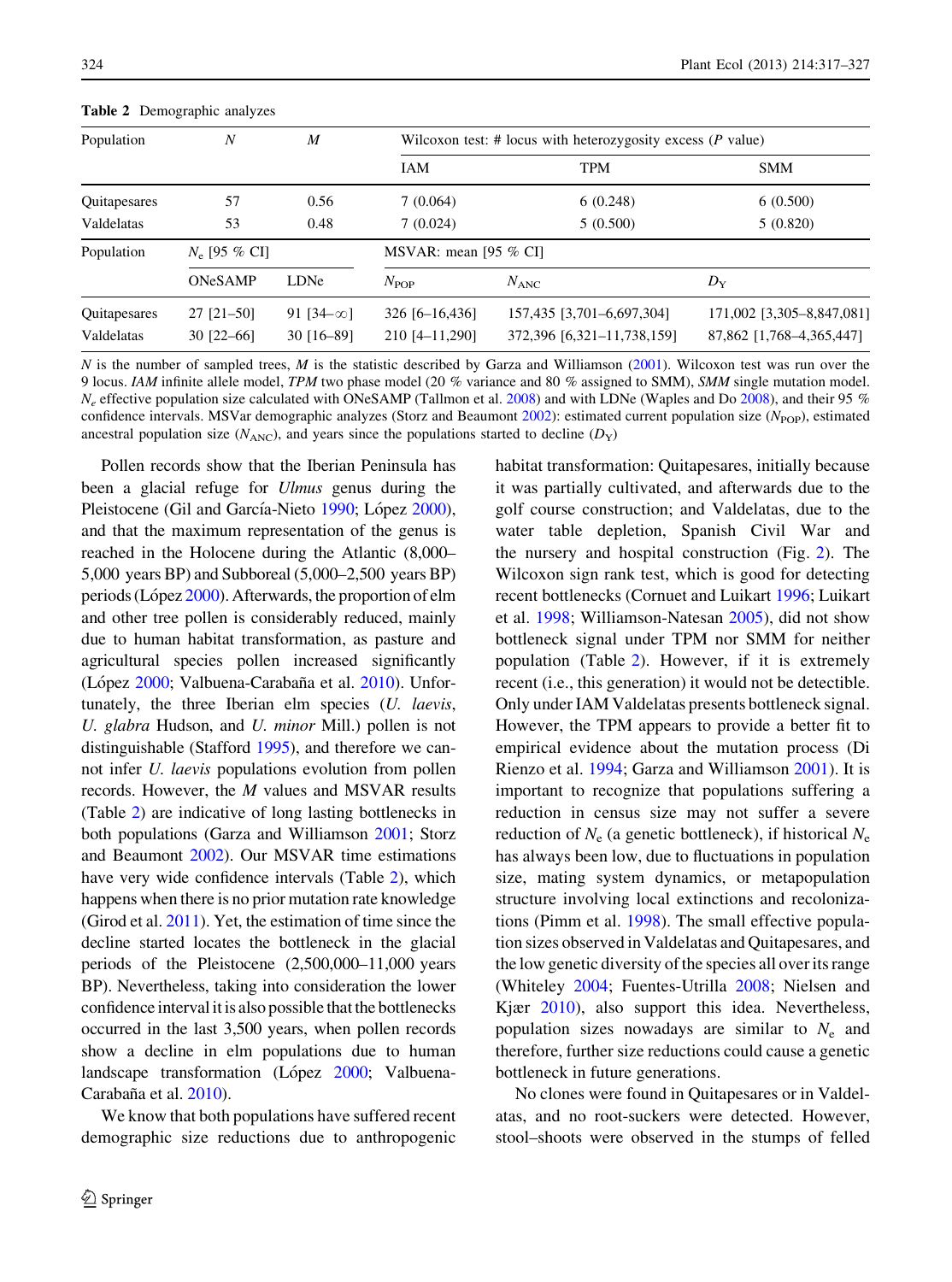**Table 2** Demographic analyzes

| Population | $N$ | $M$ | Wilcoxon test: # locus with heterozygosity excess ($P$ value) | | |
|---|---|---|---|---|---|
| | | | IAM | TPM | SMM |
| Quitapesares | 57 | 0.56 | 7 (0.064) | 6 (0.248) | 6 (0.500) |
| Valdelatas | 53 | 0.48 | 7 (0.024) | 5 (0.500) | 5 (0.820) |
| Population | $N_e$ [95 % CI] | | MSVAR: mean [95 % CI] | | |
| | ONeSAMP | LDNe | $N_{POP}$ | $N_{ANC}$ | $D_Y$ |
| Quitapesares | 27 [21–50] | 91 [34–$\infty$] | 326 [6–16,436] | 157,435 [3,701–6,697,304] | 171,002 [3,305–8,847,081] |
| Valdelatas | 30 [22–66] | 30 [16–89] | 210 [4–11,290] | 372,396 [6,321–11,738,159] | 87,862 [1,768–4,365,447] |

$N$ is the number of sampled trees, $M$ is the statistic described by Garza and Williamson (2001). Wilcoxon test was run over the 9 locus. *IAM* infinite allele model, *TPM* two phase model (20 % variance and 80 % assigned to SMM), *SMM* single mutation model. $N_e$ effective population size calculated with ONeSAMP (Tallmon et al. 2008) and with LDNe (Waples and Do 2008), and their 95 % confidence intervals. MSVar demographic analyzes (Storz and Beaumont 2002): estimated current population size ($N_{POP}$), estimated ancestral population size ($N_{ANC}$), and years since the populations started to decline ($D_Y$)

Pollen records show that the Iberian Peninsula has been a glacial refuge for *Ulmus* genus during the Pleistocene (Gil and García-Nieto 1990; López 2000), and that the maximum representation of the genus is reached in the Holocene during the Atlantic (8,000–5,000 years BP) and Subboreal (5,000–2,500 years BP) periods (López 2000). Afterwards, the proportion of elm and other tree pollen is considerably reduced, mainly due to human habitat transformation, as pasture and agricultural species pollen increased significantly (López 2000; Valbuena-Carabaña et al. 2010). Unfortunately, the three Iberian elm species (*U. laevis*, *U. glabra* Hudson, and *U. minor* Mill.) pollen is not distinguishable (Stafford 1995), and therefore we cannot infer *U. laevis* populations evolution from pollen records. However, the *M* values and MSVAR results (Table 2) are indicative of long lasting bottlenecks in both populations (Garza and Williamson 2001; Storz and Beaumont 2002). Our MSVAR time estimations have very wide confidence intervals (Table 2), which happens when there is no prior mutation rate knowledge (Girod et al. 2011). Yet, the estimation of time since the decline started locates the bottleneck in the glacial periods of the Pleistocene (2,500,000–11,000 years BP). Nevertheless, taking into consideration the lower confidence interval it is also possible that the bottlenecks occurred in the last 3,500 years, when pollen records show a decline in elm populations due to human landscape transformation (López 2000; Valbuena-Carabaña et al. 2010).

We know that both populations have suffered recent demographic size reductions due to anthropogenic habitat transformation: Quitapesares, initially because it was partially cultivated, and afterwards due to the golf course construction; and Valdelatas, due to the water table depletion, Spanish Civil War and the nursery and hospital construction (Fig. 2). The Wilcoxon sign rank test, which is good for detecting recent bottlenecks (Cornuet and Luikart 1996; Luikart et al. 1998; Williamson-Natesan 2005), did not show bottleneck signal under TPM nor SMM for neither population (Table 2). However, if it is extremely recent (i.e., this generation) it would not be detectible. Only under IAM Valdelatas presents bottleneck signal. However, the TPM appears to provide a better fit to empirical evidence about the mutation process (Di Rienzo et al. 1994; Garza and Williamson 2001). It is important to recognize that populations suffering a reduction in census size may not suffer a severe reduction of $N_e$ (a genetic bottleneck), if historical $N_e$ has always been low, due to fluctuations in population size, mating system dynamics, or metapopulation structure involving local extinctions and recolonizations (Pimm et al. 1998). The small effective population sizes observed in Valdelatas and Quitapesares, and the low genetic diversity of the species all over its range (Whiteley 2004; Fuentes-Utrilla 2008; Nielsen and Kjær 2010), also support this idea. Nevertheless, population sizes nowadays are similar to $N_e$ and therefore, further size reductions could cause a genetic bottleneck in future generations.

No clones were found in Quitapesares or in Valdelatas, and no root-suckers were detected. However, stool–shoots were observed in the stumps of felled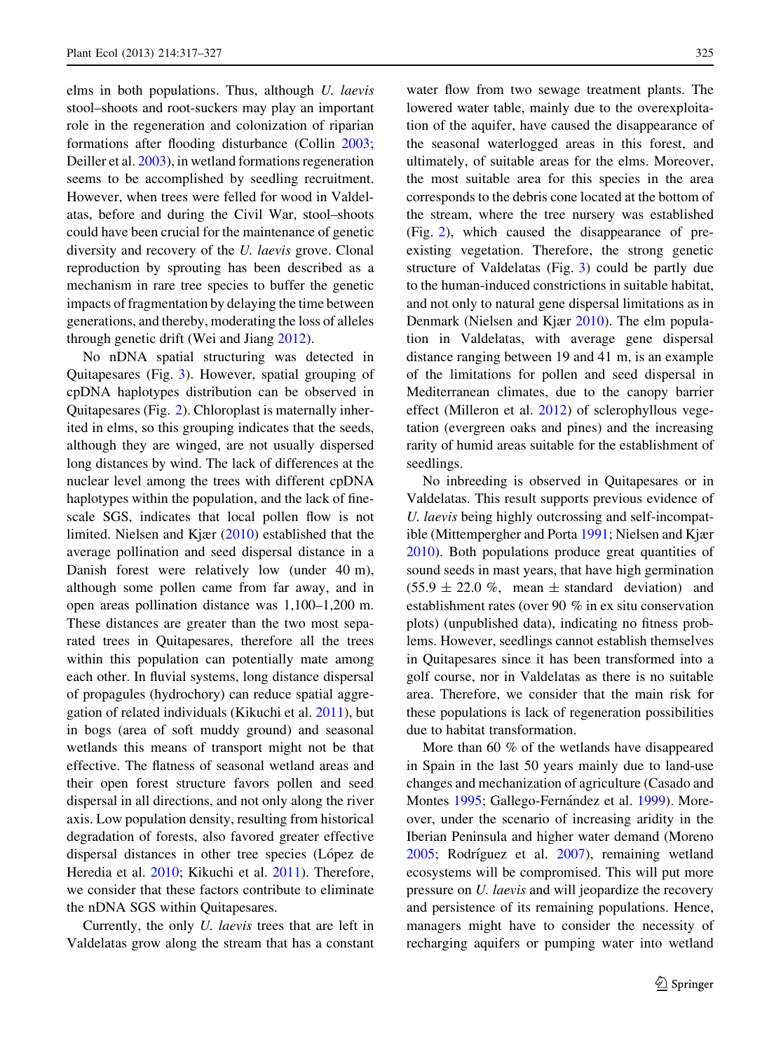elms in both populations. Thus, although *U. laevis* stool–shoots and root-suckers may play an important role in the regeneration and colonization of riparian formations after flooding disturbance (Collin 2003; Deiller et al. 2003), in wetland formations regeneration seems to be accomplished by seedling recruitment. However, when trees were felled for wood in Valdelatas, before and during the Civil War, stool–shoots could have been crucial for the maintenance of genetic diversity and recovery of the *U. laevis* grove. Clonal reproduction by sprouting has been described as a mechanism in rare tree species to buffer the genetic impacts of fragmentation by delaying the time between generations, and thereby, moderating the loss of alleles through genetic drift (Wei and Jiang 2012).

No nDNA spatial structuring was detected in Quitapesares (Fig. 3). However, spatial grouping of cpDNA haplotypes distribution can be observed in Quitapesares (Fig. 2). Chloroplast is maternally inherited in elms, so this grouping indicates that the seeds, although they are winged, are not usually dispersed long distances by wind. The lack of differences at the nuclear level among the trees with different cpDNA haplotypes within the population, and the lack of fine-scale SGS, indicates that local pollen flow is not limited. Nielsen and Kjær (2010) established that the average pollination and seed dispersal distance in a Danish forest were relatively low (under 40 m), although some pollen came from far away, and in open areas pollination distance was 1,100–1,200 m. These distances are greater than the two most separated trees in Quitapesares, therefore all the trees within this population can potentially mate among each other. In fluvial systems, long distance dispersal of propagules (hydrochory) can reduce spatial aggregation of related individuals (Kikuchi et al. 2011), but in bogs (area of soft muddy ground) and seasonal wetlands this means of transport might not be that effective. The flatness of seasonal wetland areas and their open forest structure favors pollen and seed dispersal in all directions, and not only along the river axis. Low population density, resulting from historical degradation of forests, also favored greater effective dispersal distances in other tree species (López de Heredia et al. 2010; Kikuchi et al. 2011). Therefore, we consider that these factors contribute to eliminate the nDNA SGS within Quitapesares.

Currently, the only *U. laevis* trees that are left in Valdelatas grow along the stream that has a constant water flow from two sewage treatment plants. The lowered water table, mainly due to the overexploitation of the aquifer, have caused the disappearance of the seasonal waterlogged areas in this forest, and ultimately, of suitable areas for the elms. Moreover, the most suitable area for this species in the area corresponds to the debris cone located at the bottom of the stream, where the tree nursery was established (Fig. 2), which caused the disappearance of pre-existing vegetation. Therefore, the strong genetic structure of Valdelatas (Fig. 3) could be partly due to the human-induced constrictions in suitable habitat, and not only to natural gene dispersal limitations as in Denmark (Nielsen and Kjær 2010). The elm population in Valdelatas, with average gene dispersal distance ranging between 19 and 41 m, is an example of the limitations for pollen and seed dispersal in Mediterranean climates, due to the canopy barrier effect (Milleron et al. 2012) of sclerophyllous vegetation (evergreen oaks and pines) and the increasing rarity of humid areas suitable for the establishment of seedlings.

No inbreeding is observed in Quitapesares or in Valdelatas. This result supports previous evidence of *U. laevis* being highly outcrossing and self-incompatible (Mittempergher and Porta 1991; Nielsen and Kjær 2010). Both populations produce great quantities of sound seeds in mast years, that have high germination ($55.9 \pm 22.0$ %, mean $\pm$ standard deviation) and establishment rates (over 90 % in ex situ conservation plots) (unpublished data), indicating no fitness problems. However, seedlings cannot establish themselves in Quitapesares since it has been transformed into a golf course, nor in Valdelatas as there is no suitable area. Therefore, we consider that the main risk for these populations is lack of regeneration possibilities due to habitat transformation.

More than 60 % of the wetlands have disappeared in Spain in the last 50 years mainly due to land-use changes and mechanization of agriculture (Casado and Montes 1995; Gallego-Fernández et al. 1999). Moreover, under the scenario of increasing aridity in the Iberian Peninsula and higher water demand (Moreno 2005; Rodríguez et al. 2007), remaining wetland ecosystems will be compromised. This will put more pressure on *U. laevis* and will jeopardize the recovery and persistence of its remaining populations. Hence, managers might have to consider the necessity of recharging aquifers or pumping water into wetland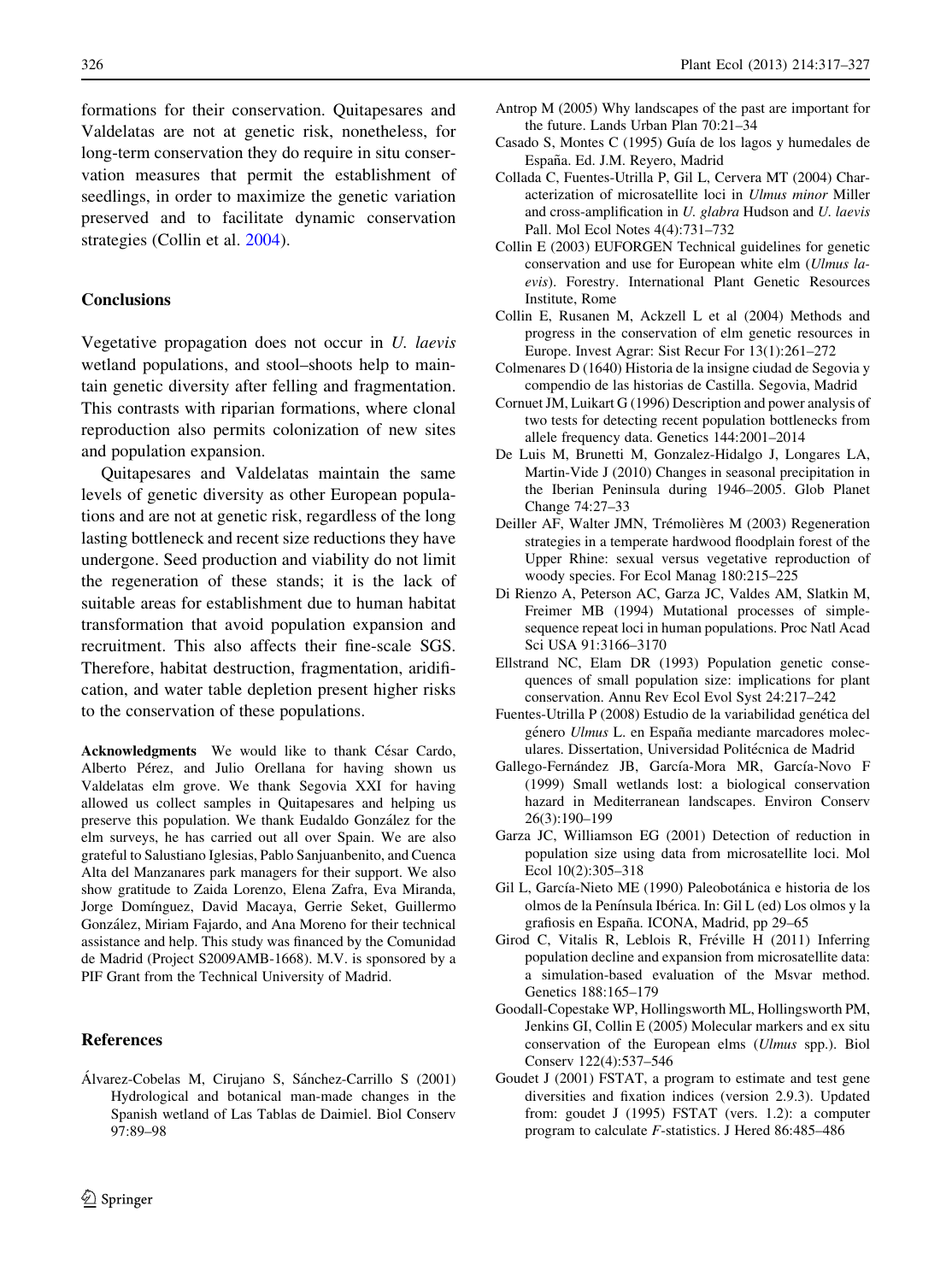formations for their conservation. Quitapesares and Valdelatas are not at genetic risk, nonetheless, for long-term conservation they do require in situ conservation measures that permit the establishment of seedlings, in order to maximize the genetic variation preserved and to facilitate dynamic conservation strategies (Collin et al. 2004).

## Conclusions

Vegetative propagation does not occur in *U. laevis* wetland populations, and stool–shoots help to maintain genetic diversity after felling and fragmentation. This contrasts with riparian formations, where clonal reproduction also permits colonization of new sites and population expansion.

Quitapesares and Valdelatas maintain the same levels of genetic diversity as other European populations and are not at genetic risk, regardless of the long lasting bottleneck and recent size reductions they have undergone. Seed production and viability do not limit the regeneration of these stands; it is the lack of suitable areas for establishment due to human habitat transformation that avoid population expansion and recruitment. This also affects their fine-scale SGS. Therefore, habitat destruction, fragmentation, aridification, and water table depletion present higher risks to the conservation of these populations.

**Acknowledgments** We would like to thank César Cardo, Alberto Pérez, and Julio Orellana for having shown us Valdelatas elm grove. We thank Segovia XXI for having allowed us collect samples in Quitapesares and helping us preserve this population. We thank Eudaldo González for the elm surveys, he has carried out all over Spain. We are also grateful to Salustiano Iglesias, Pablo Sanjuanbenito, and Cuenca Alta del Manzanares park managers for their support. We also show gratitude to Zaida Lorenzo, Elena Zafra, Eva Miranda, Jorge Domínguez, David Macaya, Gerrie Seket, Guillermo González, Miriam Fajardo, and Ana Moreno for their technical assistance and help. This study was financed by the Comunidad de Madrid (Project S2009AMB-1668). M.V. is sponsored by a PIF Grant from the Technical University of Madrid.

## References

Álvarez-Cobelas M, Cirujano S, Sánchez-Carrillo S (2001) Hydrological and botanical man-made changes in the Spanish wetland of Las Tablas de Daimiel. Biol Conserv 97:89–98

Antrop M (2005) Why landscapes of the past are important for the future. Lands Urban Plan 70:21–34

Casado S, Montes C (1995) Guía de los lagos y humedales de España. Ed. J.M. Reyero, Madrid

Collada C, Fuentes-Utrilla P, Gil L, Cervera MT (2004) Characterization of microsatellite loci in *Ulmus minor* Miller and cross-amplification in *U. glabra* Hudson and *U. laevis* Pall. Mol Ecol Notes 4(4):731–732

Collin E (2003) EUFORGEN Technical guidelines for genetic conservation and use for European white elm (*Ulmus laevis*). Forestry. International Plant Genetic Resources Institute, Rome

Collin E, Rusanen M, Ackzell L et al (2004) Methods and progress in the conservation of elm genetic resources in Europe. Invest Agrar: Sist Recur For 13(1):261–272

Colmenares D (1640) Historia de la insigne ciudad de Segovia y compendio de las historias de Castilla. Segovia, Madrid

Cornuet JM, Luikart G (1996) Description and power analysis of two tests for detecting recent population bottlenecks from allele frequency data. Genetics 144:2001–2014

De Luis M, Brunetti M, Gonzalez-Hidalgo J, Longares LA, Martin-Vide J (2010) Changes in seasonal precipitation in the Iberian Peninsula during 1946–2005. Glob Planet Change 74:27–33

Deiller AF, Walter JMN, Trémolières M (2003) Regeneration strategies in a temperate hardwood floodplain forest of the Upper Rhine: sexual versus vegetative reproduction of woody species. For Ecol Manag 180:215–225

Di Rienzo A, Peterson AC, Garza JC, Valdes AM, Slatkin M, Freimer MB (1994) Mutational processes of simple-sequence repeat loci in human populations. Proc Natl Acad Sci USA 91:3166–3170

Ellstrand NC, Elam DR (1993) Population genetic consequences of small population size: implications for plant conservation. Annu Rev Ecol Evol Syst 24:217–242

Fuentes-Utrilla P (2008) Estudio de la variabilidad genética del género *Ulmus* L. en España mediante marcadores moleculares. Dissertation, Universidad Politécnica de Madrid

Gallego-Fernández JB, García-Mora MR, García-Novo F (1999) Small wetlands lost: a biological conservation hazard in Mediterranean landscapes. Environ Conserv 26(3):190–199

Garza JC, Williamson EG (2001) Detection of reduction in population size using data from microsatellite loci. Mol Ecol 10(2):305–318

Gil L, García-Nieto ME (1990) Paleobotánica e historia de los olmos de la Península Ibérica. In: Gil L (ed) Los olmos y la grafiosis en España. ICONA, Madrid, pp 29–65

Girod C, Vitalis R, Leblois R, Fréville H (2011) Inferring population decline and expansion from microsatellite data: a simulation-based evaluation of the Msvar method. Genetics 188:165–179

Goodall-Copestake WP, Hollingsworth ML, Hollingsworth PM, Jenkins GI, Collin E (2005) Molecular markers and ex situ conservation of the European elms (*Ulmus* spp.). Biol Conserv 122(4):537–546

Goudet J (2001) FSTAT, a program to estimate and test gene diversities and fixation indices (version 2.9.3). Updated from: goudet J (1995) FSTAT (vers. 1.2): a computer program to calculate *F*-statistics. J Hered 86:485–486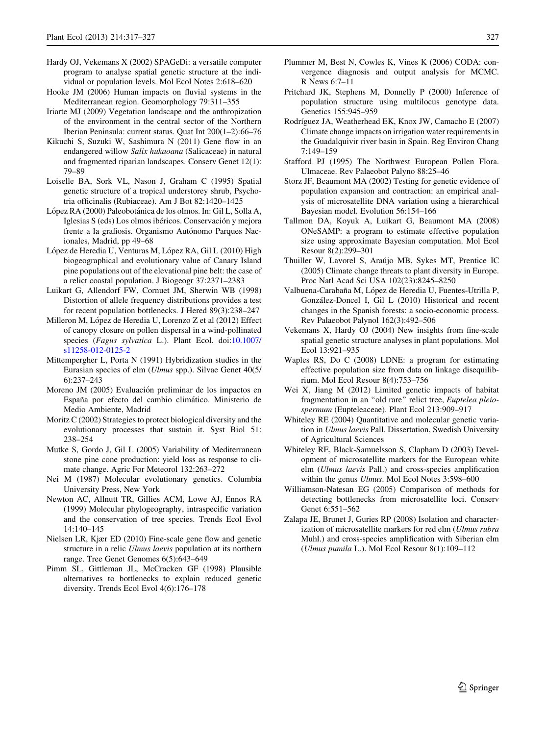Hardy OJ, Vekemans X (2002) SPAGeDi: a versatile computer program to analyse spatial genetic structure at the individual or population levels. Mol Ecol Notes 2:618–620

Hooke JM (2006) Human impacts on fluvial systems in the Mediterranean region. Geomorphology 79:311–355

Iriarte MJ (2009) Vegetation landscape and the anthropization of the environment in the central sector of the Northern Iberian Peninsula: current status. Quat Int 200(1–2):66–76

Kikuchi S, Suzuki W, Sashimura N (2011) Gene flow in an endangered willow *Salix hukaoana* (Salicaceae) in natural and fragmented riparian landscapes. Conserv Genet 12(1): 79–89

Loiselle BA, Sork VL, Nason J, Graham C (1995) Spatial genetic structure of a tropical understorey shrub, Psychotria officinalis (Rubiaceae). Am J Bot 82:1420–1425

López RA (2000) Paleobotánica de los olmos. In: Gil L, Solla A, Iglesias S (eds) Los olmos ibéricos. Conservación y mejora frente a la grafiosis. Organismo Autónomo Parques Nacionales, Madrid, pp 49–68

López de Heredia U, Venturas M, López RA, Gil L (2010) High biogeographical and evolutionary value of Canary Island pine populations out of the elevational pine belt: the case of a relict coastal population. J Biogeogr 37:2371–2383

Luikart G, Allendorf FW, Cornuet JM, Sherwin WB (1998) Distortion of allele frequency distributions provides a test for recent population bottlenecks. J Hered 89(3):238–247

Milleron M, López de Heredia U, Lorenzo Z et al (2012) Effect of canopy closure on pollen dispersal in a wind-pollinated species (*Fagus sylvatica* L.). Plant Ecol. doi:10.1007/s11258-012-0125-2

Mittempergher L, Porta N (1991) Hybridization studies in the Eurasian species of elm (*Ulmus* spp.). Silvae Genet 40(5/6):237–243

Moreno JM (2005) Evaluación preliminar de los impactos en España por efecto del cambio climático. Ministerio de Medio Ambiente, Madrid

Moritz C (2002) Strategies to protect biological diversity and the evolutionary processes that sustain it. Syst Biol 51: 238–254

Mutke S, Gordo J, Gil L (2005) Variability of Mediterranean stone pine cone production: yield loss as response to climate change. Agric For Meteorol 132:263–272

Nei M (1987) Molecular evolutionary genetics. Columbia University Press, New York

Newton AC, Allnutt TR, Gillies ACM, Lowe AJ, Ennos RA (1999) Molecular phylogeography, intraspecific variation and the conservation of tree species. Trends Ecol Evol 14:140–145

Nielsen LR, Kjær ED (2010) Fine-scale gene flow and genetic structure in a relic *Ulmus laevis* population at its northern range. Tree Genet Genomes 6(5):643–649

Pimm SL, Gittleman JL, McCracken GF (1998) Plausible alternatives to bottlenecks to explain reduced genetic diversity. Trends Ecol Evol 4(6):176–178

Plummer M, Best N, Cowles K, Vines K (2006) CODA: convergence diagnosis and output analysis for MCMC. R News 6:7–11

Pritchard JK, Stephens M, Donnelly P (2000) Inference of population structure using multilocus genotype data. Genetics 155:945–959

Rodríguez JA, Weatherhead EK, Knox JW, Camacho E (2007) Climate change impacts on irrigation water requirements in the Guadalquivir river basin in Spain. Reg Environ Chang 7:149–159

Stafford PJ (1995) The Northwest European Pollen Flora. Ulmaceae. Rev Palaeobot Palyno 88:25–46

Storz JF, Beaumont MA (2002) Testing for genetic evidence of population expansion and contraction: an empirical analysis of microsatellite DNA variation using a hierarchical Bayesian model. Evolution 56:154–166

Tallmon DA, Koyuk A, Luikart G, Beaumont MA (2008) ONeSAMP: a program to estimate effective population size using approximate Bayesian computation. Mol Ecol Resour 8(2):299–301

Thuiller W, Lavorel S, Araújo MB, Sykes MT, Prentice IC (2005) Climate change threats to plant diversity in Europe. Proc Natl Acad Sci USA 102(23):8245–8250

Valbuena-Carabaña M, López de Heredia U, Fuentes-Utrilla P, González-Doncel I, Gil L (2010) Historical and recent changes in the Spanish forests: a socio-economic process. Rev Palaeobot Palynol 162(3):492–506

Vekemans X, Hardy OJ (2004) New insights from fine-scale spatial genetic structure analyses in plant populations. Mol Ecol 13:921–935

Waples RS, Do C (2008) LDNE: a program for estimating effective population size from data on linkage disequilibrium. Mol Ecol Resour 8(4):753–756

Wei X, Jiang M (2012) Limited genetic impacts of habitat fragmentation in an "old rare" relict tree, *Euptelea pleiospermum* (Eupteleaceae). Plant Ecol 213:909–917

Whiteley RE (2004) Quantitative and molecular genetic variation in *Ulmus laevis* Pall. Dissertation, Swedish University of Agricultural Sciences

Whiteley RE, Black-Samuelsson S, Clapham D (2003) Development of microsatellite markers for the European white elm (*Ulmus laevis* Pall.) and cross-species amplification within the genus *Ulmus*. Mol Ecol Notes 3:598–600

Williamson-Natesan EG (2005) Comparison of methods for detecting bottlenecks from microsatellite loci. Conserv Genet 6:551–562

Zalapa JE, Brunet J, Guries RP (2008) Isolation and characterization of microsatellite markers for red elm (*Ulmus rubra* Muhl.) and cross-species amplification with Siberian elm (*Ulmus pumila* L.). Mol Ecol Resour 8(1):109–112